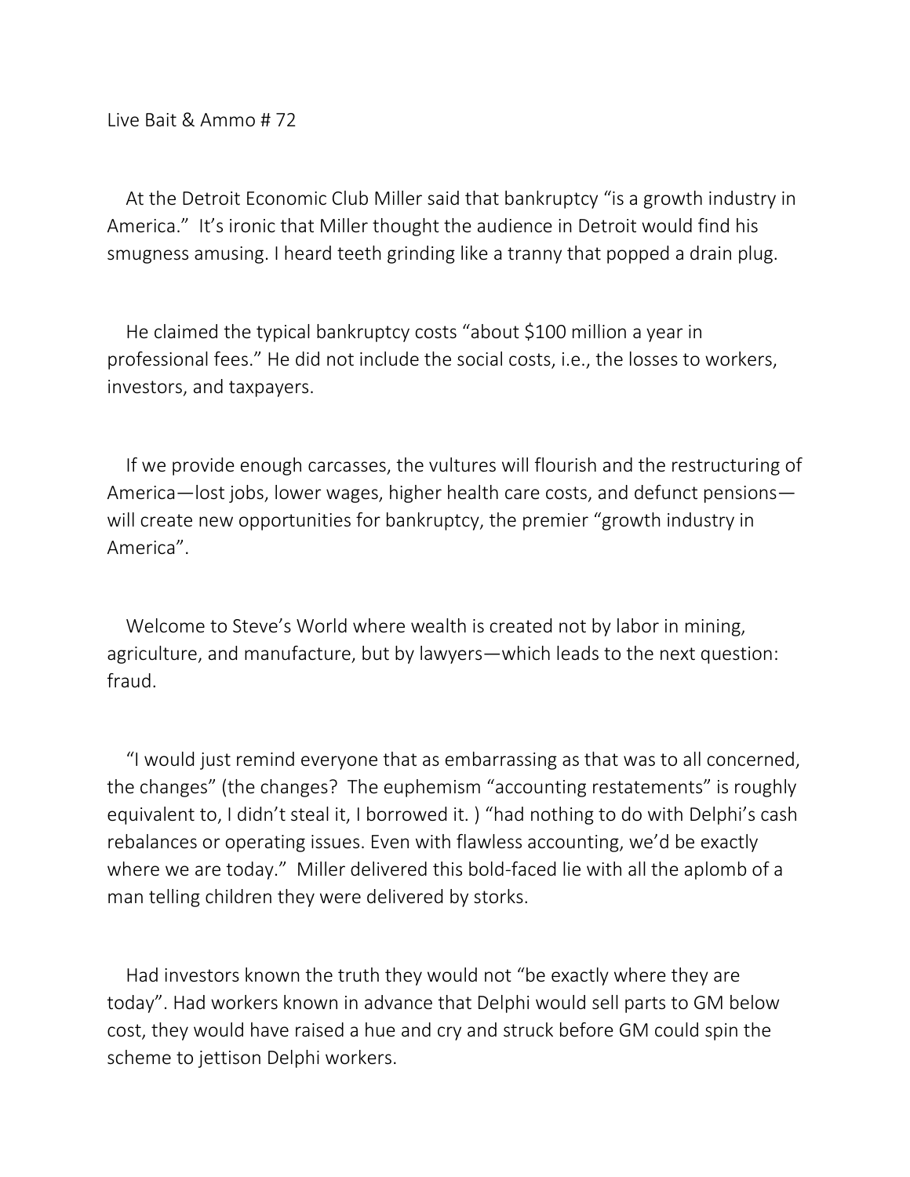Live Bait & Ammo # 72

At the Detroit Economic Club Miller said that bankruptcy "is a growth industry in America." It's ironic that Miller thought the audience in Detroit would find his smugness amusing. I heard teeth grinding like a tranny that popped a drain plug.

He claimed the typical bankruptcy costs "about $100 million a year in professional fees." He did not include the social costs, i.e., the losses to workers, investors, and taxpayers.

If we provide enough carcasses, the vultures will flourish and the restructuring of America—lost jobs, lower wages, higher health care costs, and defunct pensions—will create new opportunities for bankruptcy, the premier "growth industry in America".

Welcome to Steve's World where wealth is created not by labor in mining, agriculture, and manufacture, but by lawyers—which leads to the next question: fraud.

"I would just remind everyone that as embarrassing as that was to all concerned, the changes" (the changes? The euphemism "accounting restatements" is roughly equivalent to, I didn't steal it, I borrowed it. ) "had nothing to do with Delphi's cash rebalances or operating issues. Even with flawless accounting, we'd be exactly where we are today." Miller delivered this bold-faced lie with all the aplomb of a man telling children they were delivered by storks.

Had investors known the truth they would not "be exactly where they are today". Had workers known in advance that Delphi would sell parts to GM below cost, they would have raised a hue and cry and struck before GM could spin the scheme to jettison Delphi workers.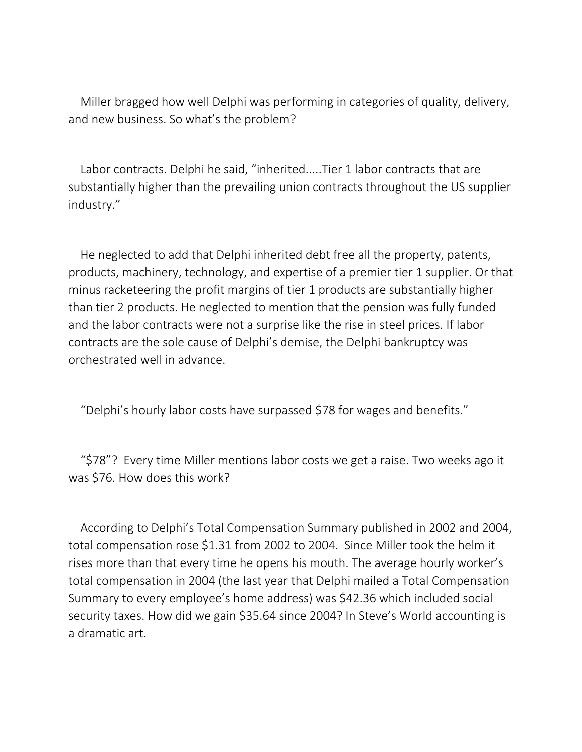Miller bragged how well Delphi was performing in categories of quality, delivery, and new business. So what's the problem?

Labor contracts. Delphi he said, "inherited.....Tier 1 labor contracts that are substantially higher than the prevailing union contracts throughout the US supplier industry."

He neglected to add that Delphi inherited debt free all the property, patents, products, machinery, technology, and expertise of a premier tier 1 supplier. Or that minus racketeering the profit margins of tier 1 products are substantially higher than tier 2 products. He neglected to mention that the pension was fully funded and the labor contracts were not a surprise like the rise in steel prices. If labor contracts are the sole cause of Delphi's demise, the Delphi bankruptcy was orchestrated well in advance.

"Delphi's hourly labor costs have surpassed $78 for wages and benefits."

"$78"? Every time Miller mentions labor costs we get a raise. Two weeks ago it was $76. How does this work?

According to Delphi's Total Compensation Summary published in 2002 and 2004, total compensation rose $1.31 from 2002 to 2004. Since Miller took the helm it rises more than that every time he opens his mouth. The average hourly worker's total compensation in 2004 (the last year that Delphi mailed a Total Compensation Summary to every employee's home address) was $42.36 which included social security taxes. How did we gain $35.64 since 2004? In Steve's World accounting is a dramatic art.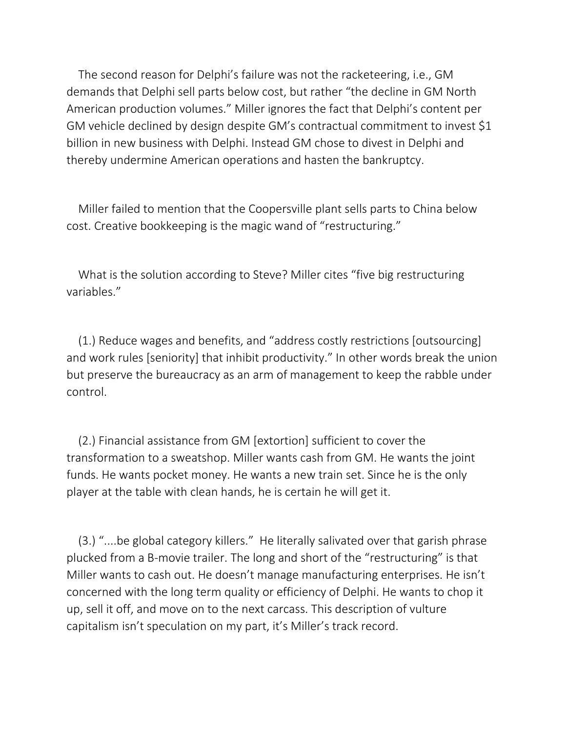The second reason for Delphi's failure was not the racketeering, i.e., GM demands that Delphi sell parts below cost, but rather "the decline in GM North American production volumes." Miller ignores the fact that Delphi's content per GM vehicle declined by design despite GM's contractual commitment to invest $1 billion in new business with Delphi. Instead GM chose to divest in Delphi and thereby undermine American operations and hasten the bankruptcy.

Miller failed to mention that the Coopersville plant sells parts to China below cost. Creative bookkeeping is the magic wand of "restructuring."

What is the solution according to Steve? Miller cites "five big restructuring variables."

(1.) Reduce wages and benefits, and "address costly restrictions [outsourcing] and work rules [seniority] that inhibit productivity." In other words break the union but preserve the bureaucracy as an arm of management to keep the rabble under control.

(2.) Financial assistance from GM [extortion] sufficient to cover the transformation to a sweatshop. Miller wants cash from GM. He wants the joint funds. He wants pocket money. He wants a new train set. Since he is the only player at the table with clean hands, he is certain he will get it.

(3.) "....be global category killers." He literally salivated over that garish phrase plucked from a B-movie trailer. The long and short of the "restructuring" is that Miller wants to cash out. He doesn't manage manufacturing enterprises. He isn't concerned with the long term quality or efficiency of Delphi. He wants to chop it up, sell it off, and move on to the next carcass. This description of vulture capitalism isn't speculation on my part, it's Miller's track record.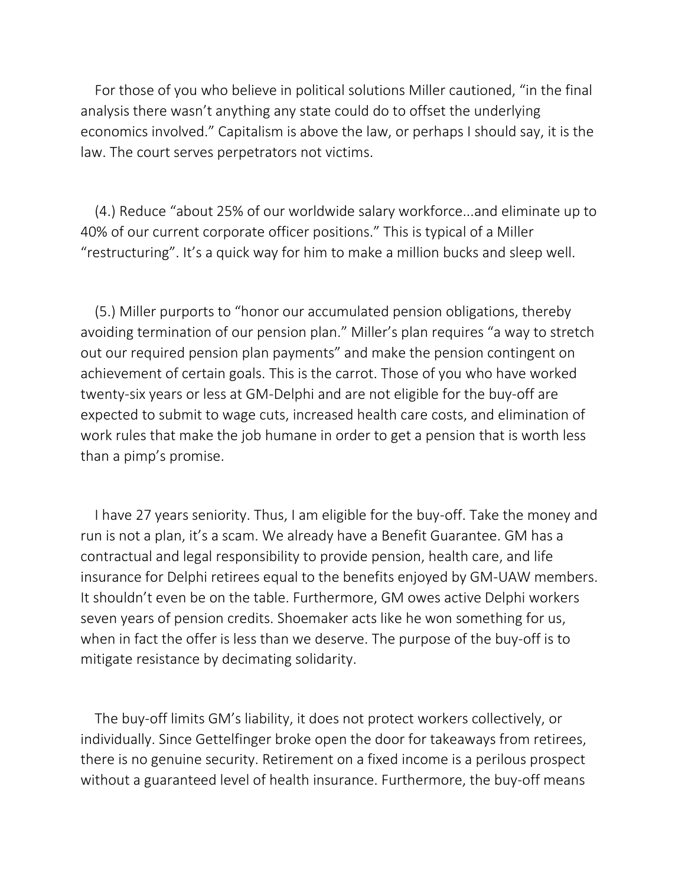For those of you who believe in political solutions Miller cautioned, "in the final analysis there wasn't anything any state could do to offset the underlying economics involved." Capitalism is above the law, or perhaps I should say, it is the law. The court serves perpetrators not victims.

(4.) Reduce "about 25% of our worldwide salary workforce...and eliminate up to 40% of our current corporate officer positions." This is typical of a Miller "restructuring". It's a quick way for him to make a million bucks and sleep well.

(5.) Miller purports to "honor our accumulated pension obligations, thereby avoiding termination of our pension plan." Miller's plan requires "a way to stretch out our required pension plan payments" and make the pension contingent on achievement of certain goals. This is the carrot. Those of you who have worked twenty-six years or less at GM-Delphi and are not eligible for the buy-off are expected to submit to wage cuts, increased health care costs, and elimination of work rules that make the job humane in order to get a pension that is worth less than a pimp's promise.

I have 27 years seniority. Thus, I am eligible for the buy-off. Take the money and run is not a plan, it's a scam. We already have a Benefit Guarantee. GM has a contractual and legal responsibility to provide pension, health care, and life insurance for Delphi retirees equal to the benefits enjoyed by GM-UAW members. It shouldn't even be on the table. Furthermore, GM owes active Delphi workers seven years of pension credits. Shoemaker acts like he won something for us, when in fact the offer is less than we deserve. The purpose of the buy-off is to mitigate resistance by decimating solidarity.

The buy-off limits GM's liability, it does not protect workers collectively, or individually. Since Gettelfinger broke open the door for takeaways from retirees, there is no genuine security. Retirement on a fixed income is a perilous prospect without a guaranteed level of health insurance. Furthermore, the buy-off means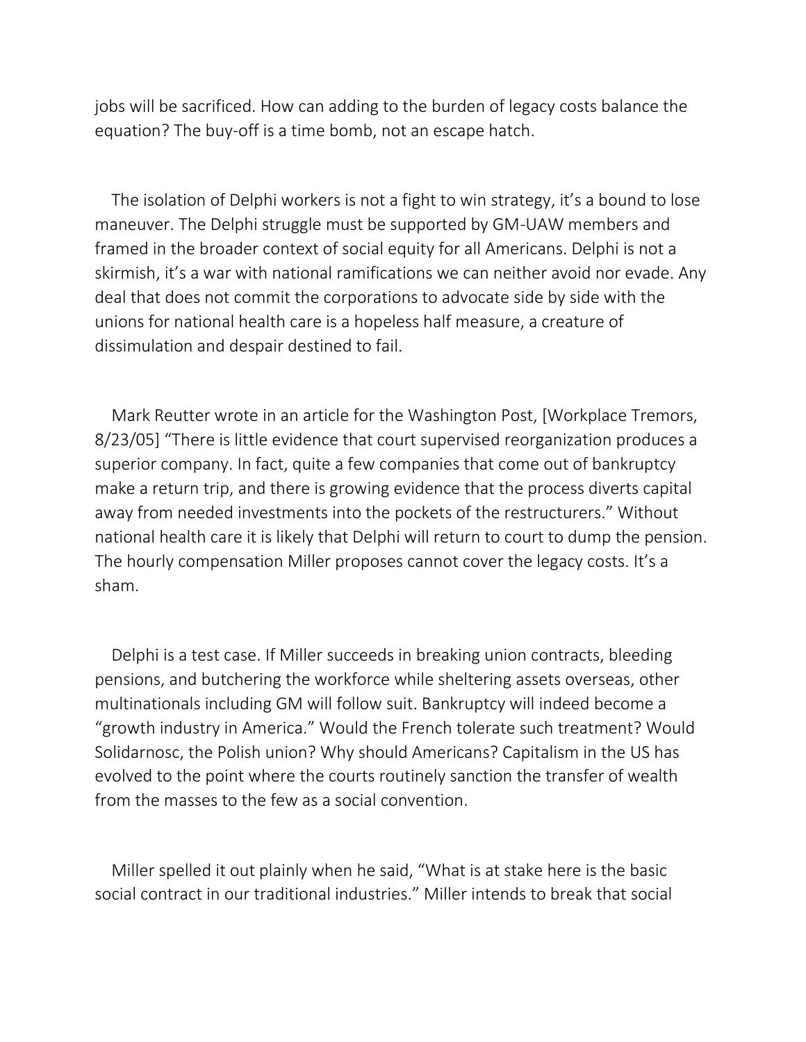jobs will be sacrificed. How can adding to the burden of legacy costs balance the equation? The buy-off is a time bomb, not an escape hatch.

The isolation of Delphi workers is not a fight to win strategy, it's a bound to lose maneuver. The Delphi struggle must be supported by GM-UAW members and framed in the broader context of social equity for all Americans. Delphi is not a skirmish, it's a war with national ramifications we can neither avoid nor evade. Any deal that does not commit the corporations to advocate side by side with the unions for national health care is a hopeless half measure, a creature of dissimulation and despair destined to fail.

Mark Reutter wrote in an article for the Washington Post, [Workplace Tremors, 8/23/05] "There is little evidence that court supervised reorganization produces a superior company. In fact, quite a few companies that come out of bankruptcy make a return trip, and there is growing evidence that the process diverts capital away from needed investments into the pockets of the restructurers." Without national health care it is likely that Delphi will return to court to dump the pension. The hourly compensation Miller proposes cannot cover the legacy costs. It's a sham.

Delphi is a test case. If Miller succeeds in breaking union contracts, bleeding pensions, and butchering the workforce while sheltering assets overseas, other multinationals including GM will follow suit. Bankruptcy will indeed become a "growth industry in America." Would the French tolerate such treatment? Would Solidarnosc, the Polish union? Why should Americans? Capitalism in the US has evolved to the point where the courts routinely sanction the transfer of wealth from the masses to the few as a social convention.

Miller spelled it out plainly when he said, "What is at stake here is the basic social contract in our traditional industries." Miller intends to break that social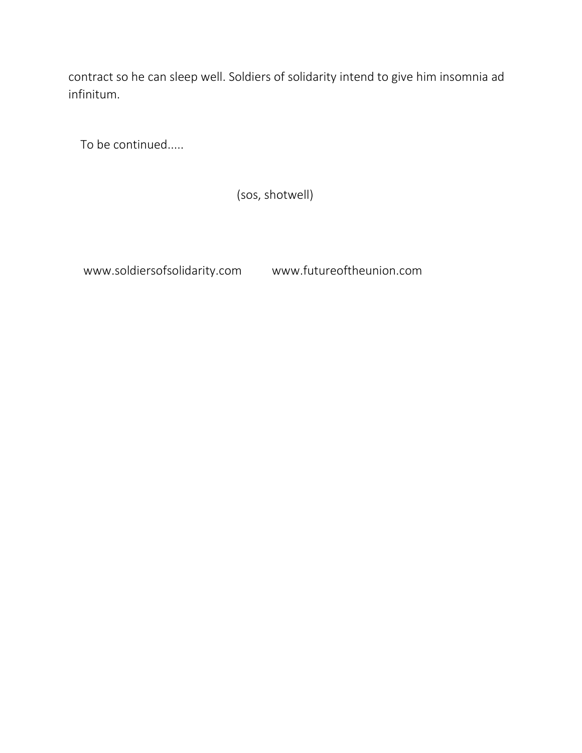contract so he can sleep well. Soldiers of solidarity intend to give him insomnia ad infinitum.

To be continued.....

(sos, shotwell)

www.soldiersofsolidarity.com www.futureoftheunion.com